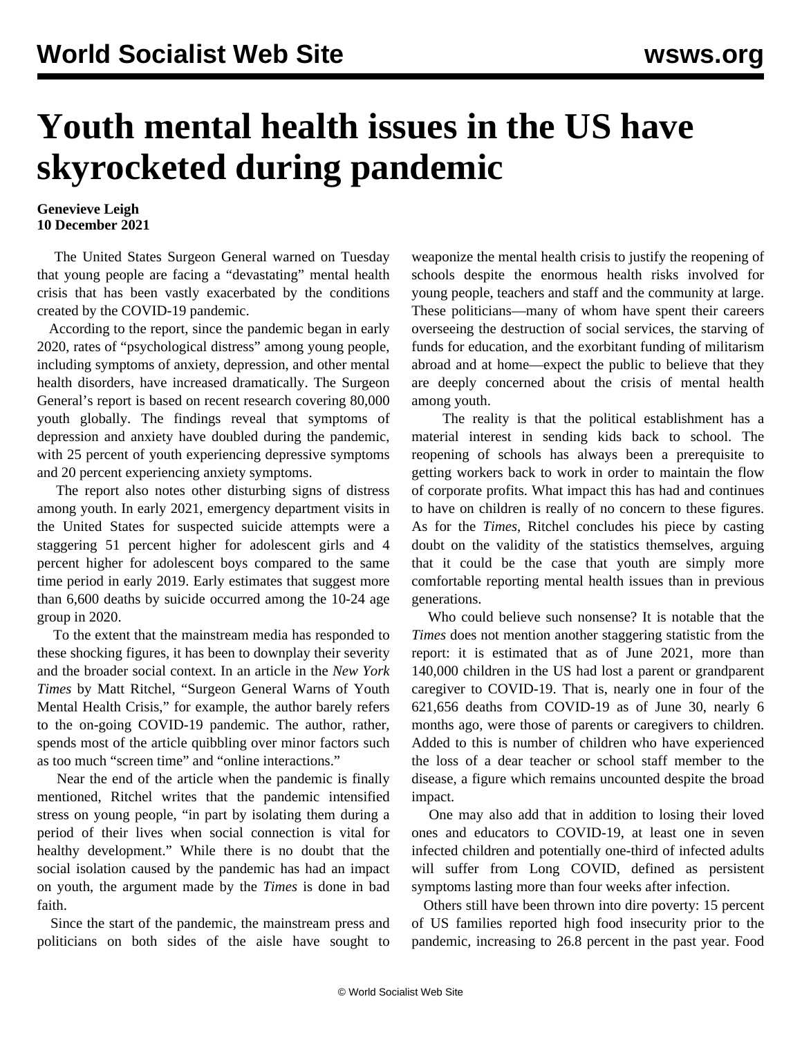# Youth mental health issues in the US have skyrocketed during pandemic

**Genevieve Leigh**
**10 December 2021**

The United States Surgeon General warned on Tuesday that young people are facing a "devastating" mental health crisis that has been vastly exacerbated by the conditions created by the COVID-19 pandemic.

According to the report, since the pandemic began in early 2020, rates of "psychological distress" among young people, including symptoms of anxiety, depression, and other mental health disorders, have increased dramatically. The Surgeon General's report is based on recent research covering 80,000 youth globally. The findings reveal that symptoms of depression and anxiety have doubled during the pandemic, with 25 percent of youth experiencing depressive symptoms and 20 percent experiencing anxiety symptoms.

The report also notes other disturbing signs of distress among youth. In early 2021, emergency department visits in the United States for suspected suicide attempts were a staggering 51 percent higher for adolescent girls and 4 percent higher for adolescent boys compared to the same time period in early 2019. Early estimates that suggest more than 6,600 deaths by suicide occurred among the 10-24 age group in 2020.

To the extent that the mainstream media has responded to these shocking figures, it has been to downplay their severity and the broader social context. In an article in the *New York Times* by Matt Ritchel, "Surgeon General Warns of Youth Mental Health Crisis," for example, the author barely refers to the on-going COVID-19 pandemic. The author, rather, spends most of the article quibbling over minor factors such as too much "screen time" and "online interactions."

Near the end of the article when the pandemic is finally mentioned, Ritchel writes that the pandemic intensified stress on young people, "in part by isolating them during a period of their lives when social connection is vital for healthy development." While there is no doubt that the social isolation caused by the pandemic has had an impact on youth, the argument made by the *Times* is done in bad faith.

Since the start of the pandemic, the mainstream press and politicians on both sides of the aisle have sought to weaponize the mental health crisis to justify the reopening of schools despite the enormous health risks involved for young people, teachers and staff and the community at large. These politicians—many of whom have spent their careers overseeing the destruction of social services, the starving of funds for education, and the exorbitant funding of militarism abroad and at home—expect the public to believe that they are deeply concerned about the crisis of mental health among youth.

The reality is that the political establishment has a material interest in sending kids back to school. The reopening of schools has always been a prerequisite to getting workers back to work in order to maintain the flow of corporate profits. What impact this has had and continues to have on children is really of no concern to these figures. As for the *Times*, Ritchel concludes his piece by casting doubt on the validity of the statistics themselves, arguing that it could be the case that youth are simply more comfortable reporting mental health issues than in previous generations.

Who could believe such nonsense? It is notable that the *Times* does not mention another staggering statistic from the report: it is estimated that as of June 2021, more than 140,000 children in the US had lost a parent or grandparent caregiver to COVID-19. That is, nearly one in four of the 621,656 deaths from COVID-19 as of June 30, nearly 6 months ago, were those of parents or caregivers to children. Added to this is number of children who have experienced the loss of a dear teacher or school staff member to the disease, a figure which remains uncounted despite the broad impact.

One may also add that in addition to losing their loved ones and educators to COVID-19, at least one in seven infected children and potentially one-third of infected adults will suffer from Long COVID, defined as persistent symptoms lasting more than four weeks after infection.

Others still have been thrown into dire poverty: 15 percent of US families reported high food insecurity prior to the pandemic, increasing to 26.8 percent in the past year. Food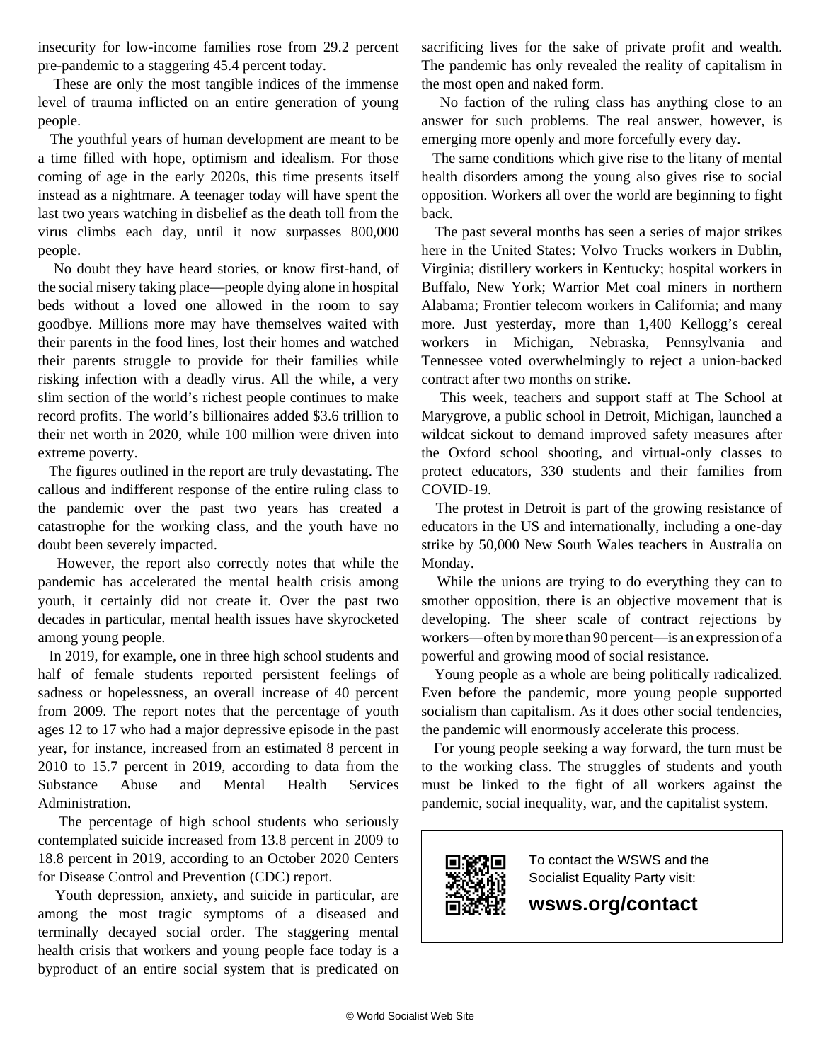insecurity for low-income families rose from 29.2 percent pre-pandemic to a staggering 45.4 percent today.

These are only the most tangible indices of the immense level of trauma inflicted on an entire generation of young people.

The youthful years of human development are meant to be a time filled with hope, optimism and idealism. For those coming of age in the early 2020s, this time presents itself instead as a nightmare. A teenager today will have spent the last two years watching in disbelief as the death toll from the virus climbs each day, until it now surpasses 800,000 people.

No doubt they have heard stories, or know first-hand, of the social misery taking place—people dying alone in hospital beds without a loved one allowed in the room to say goodbye. Millions more may have themselves waited with their parents in the food lines, lost their homes and watched their parents struggle to provide for their families while risking infection with a deadly virus. All the while, a very slim section of the world's richest people continues to make record profits. The world's billionaires added $3.6 trillion to their net worth in 2020, while 100 million were driven into extreme poverty.

The figures outlined in the report are truly devastating. The callous and indifferent response of the entire ruling class to the pandemic over the past two years has created a catastrophe for the working class, and the youth have no doubt been severely impacted.

However, the report also correctly notes that while the pandemic has accelerated the mental health crisis among youth, it certainly did not create it. Over the past two decades in particular, mental health issues have skyrocketed among young people.

In 2019, for example, one in three high school students and half of female students reported persistent feelings of sadness or hopelessness, an overall increase of 40 percent from 2009. The report notes that the percentage of youth ages 12 to 17 who had a major depressive episode in the past year, for instance, increased from an estimated 8 percent in 2010 to 15.7 percent in 2019, according to data from the Substance Abuse and Mental Health Services Administration.

The percentage of high school students who seriously contemplated suicide increased from 13.8 percent in 2009 to 18.8 percent in 2019, according to an October 2020 Centers for Disease Control and Prevention (CDC) report.

Youth depression, anxiety, and suicide in particular, are among the most tragic symptoms of a diseased and terminally decayed social order. The staggering mental health crisis that workers and young people face today is a byproduct of an entire social system that is predicated on sacrificing lives for the sake of private profit and wealth. The pandemic has only revealed the reality of capitalism in the most open and naked form.

No faction of the ruling class has anything close to an answer for such problems. The real answer, however, is emerging more openly and more forcefully every day.

The same conditions which give rise to the litany of mental health disorders among the young also gives rise to social opposition. Workers all over the world are beginning to fight back.

The past several months has seen a series of major strikes here in the United States: Volvo Trucks workers in Dublin, Virginia; distillery workers in Kentucky; hospital workers in Buffalo, New York; Warrior Met coal miners in northern Alabama; Frontier telecom workers in California; and many more. Just yesterday, more than 1,400 Kellogg's cereal workers in Michigan, Nebraska, Pennsylvania and Tennessee voted overwhelmingly to reject a union-backed contract after two months on strike.

This week, teachers and support staff at The School at Marygrove, a public school in Detroit, Michigan, launched a wildcat sickout to demand improved safety measures after the Oxford school shooting, and virtual-only classes to protect educators, 330 students and their families from COVID-19.

The protest in Detroit is part of the growing resistance of educators in the US and internationally, including a one-day strike by 50,000 New South Wales teachers in Australia on Monday.

While the unions are trying to do everything they can to smother opposition, there is an objective movement that is developing. The sheer scale of contract rejections by workers—often by more than 90 percent—is an expression of a powerful and growing mood of social resistance.

Young people as a whole are being politically radicalized. Even before the pandemic, more young people supported socialism than capitalism. As it does other social tendencies, the pandemic will enormously accelerate this process.

For young people seeking a way forward, the turn must be to the working class. The struggles of students and youth must be linked to the fight of all workers against the pandemic, social inequality, war, and the capitalist system.

To contact the WSWS and the Socialist Equality Party visit:

**wsws.org/contact**